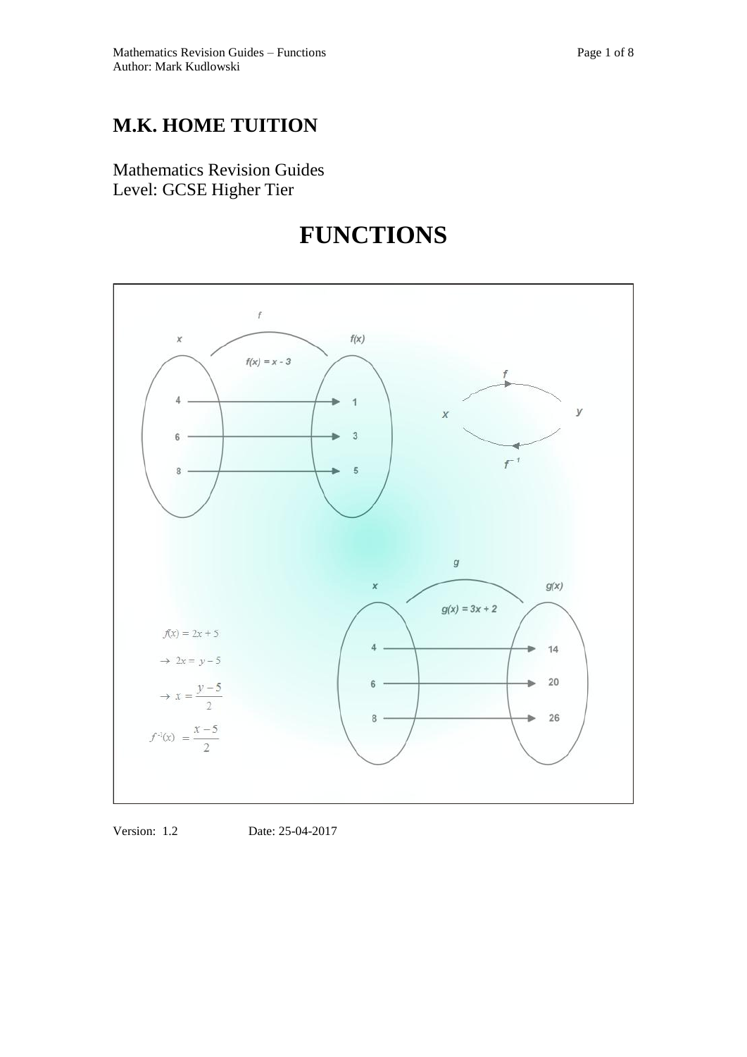# M.K. HOME TUITION

Mathematics Revision Guides
Level: GCSE Higher Tier

# FUNCTIONS

f

x

f(x)

$f(x) = x - 3$

4 → 1

6 → 3

8 → 5

f

x

y

$f^{-1}$

g

x

g(x)

$g(x) = 3x + 2$

4 → 14

6 → 20

8 → 26

$f(x) = 2x + 5$

$\rightarrow 2x = y - 5$

$\rightarrow x = \dfrac{y-5}{2}$

$f^{-1}(x) = \dfrac{x-5}{2}$

Version: 1.2 Date: 25-04-2017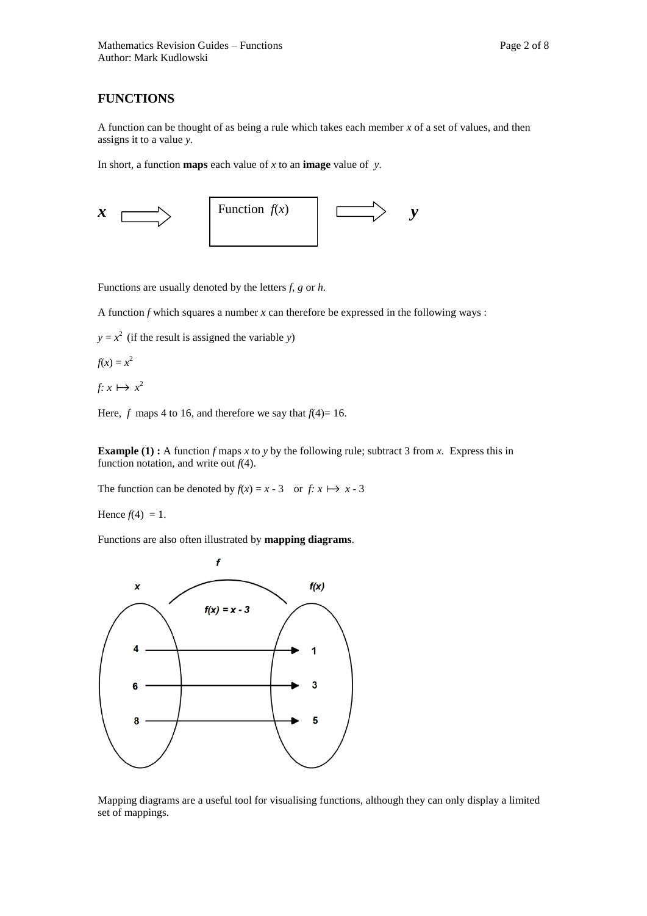## FUNCTIONS

A function can be thought of as being a rule which takes each member $x$ of a set of values, and then assigns it to a value $y$.

In short, a function **maps** each value of $x$ to an **image** value of $y$.

$x$ ⇒ Function $f(x)$ ⇒ $y$

Functions are usually denoted by the letters $f$, $g$ or $h$.

A function $f$ which squares a number $x$ can therefore be expressed in the following ways :

$y = x^2$ (if the result is assigned the variable $y$)

$f(x) = x^2$

$f: x \mapsto x^2$

Here, $f$ maps 4 to 16, and therefore we say that $f(4) = 16$.

**Example (1) :** A function $f$ maps $x$ to $y$ by the following rule; subtract 3 from $x$. Express this in function notation, and write out $f(4)$.

The function can be denoted by $f(x) = x - 3$ or $f: x \mapsto x - 3$

Hence $f(4) = 1$.

Functions are also often illustrated by **mapping diagrams**.

f

x

f(x)

f(x) = x - 3

4 → 1

6 → 3

8 → 5

Mapping diagrams are a useful tool for visualising functions, although they can only display a limited set of mappings.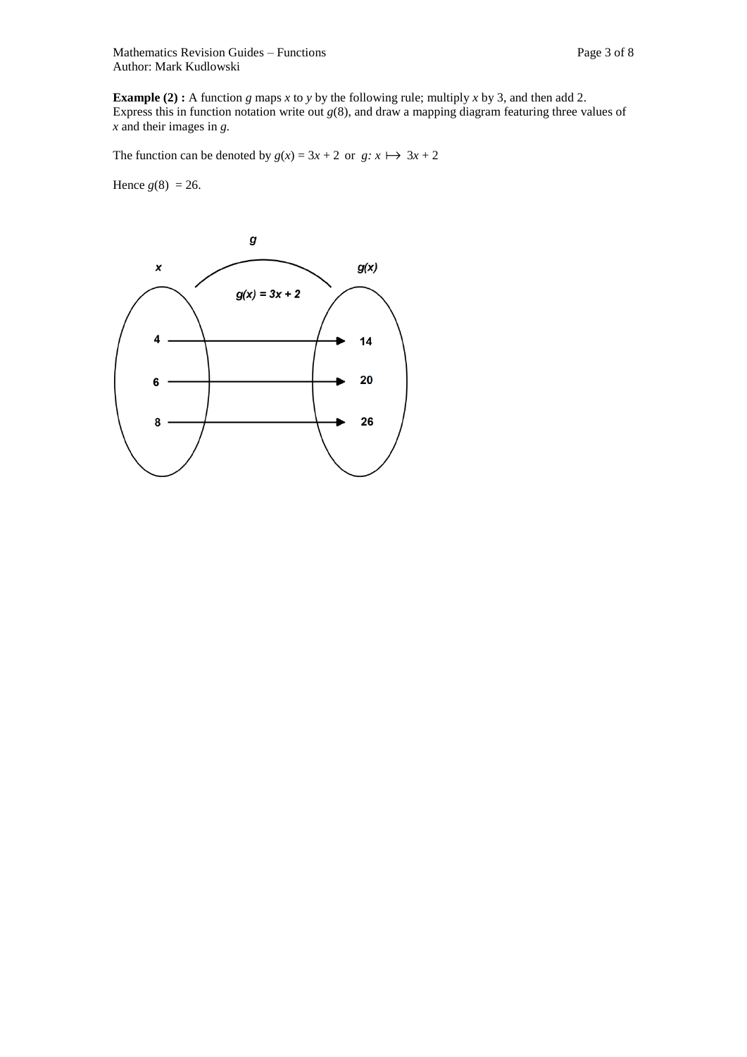**Example (2) :** A function $g$ maps $x$ to $y$ by the following rule; multiply $x$ by 3, and then add 2. Express this in function notation write out $g(8)$, and draw a mapping diagram featuring three values of $x$ and their images in $g$.

The function can be denoted by $g(x) = 3x + 2$ or $g: x \mapsto 3x + 2$

Hence $g(8) = 26$.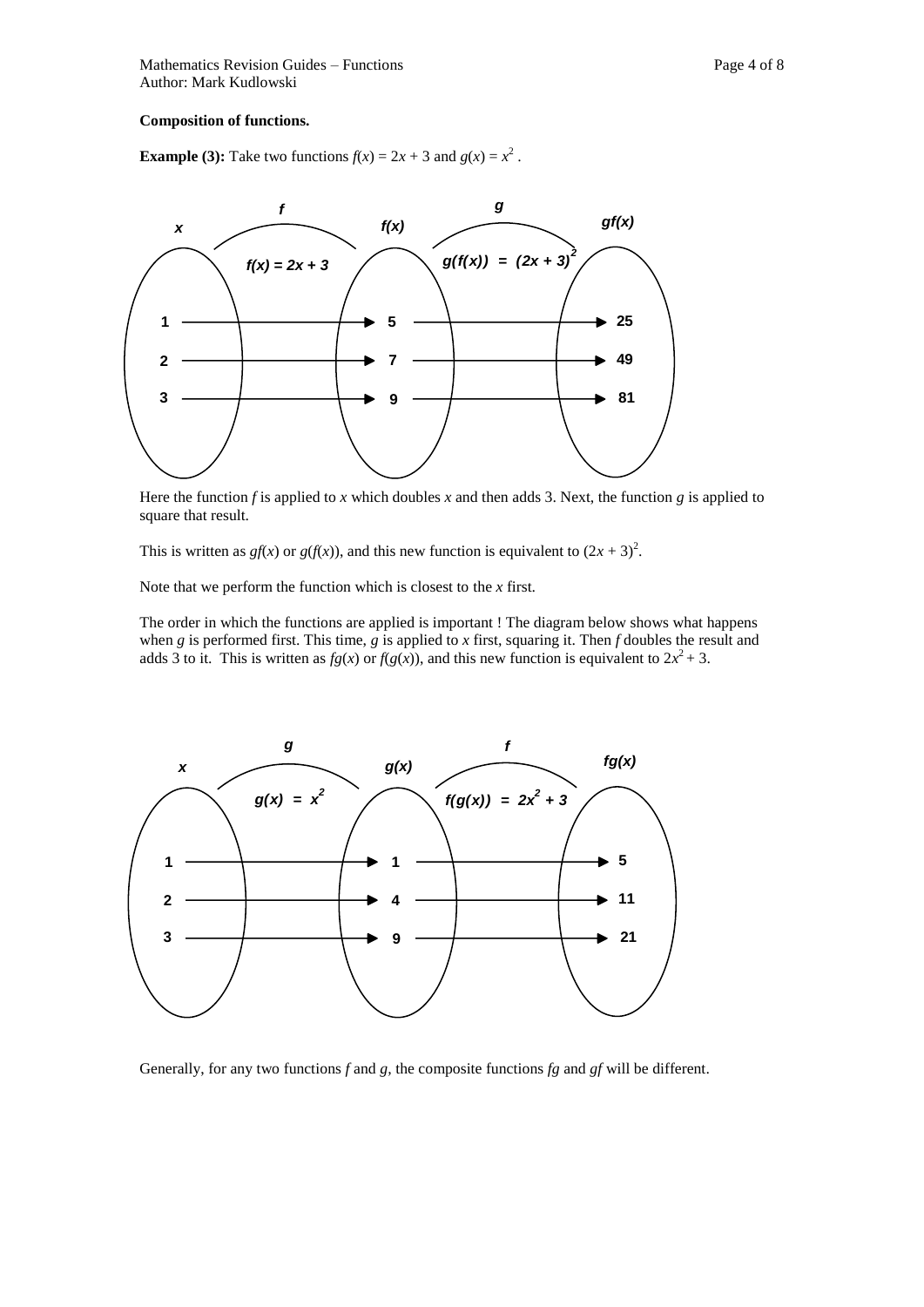**Composition of functions.**

**Example (3):** Take two functions $f(x) = 2x + 3$ and $g(x) = x^2$ .

Here the function $f$ is applied to $x$ which doubles $x$ and then adds 3. Next, the function $g$ is applied to square that result.

This is written as $gf(x)$ or $g(f(x))$, and this new function is equivalent to $(2x + 3)^2$.

Note that we perform the function which is closest to the $x$ first.

The order in which the functions are applied is important ! The diagram below shows what happens when $g$ is performed first. This time, $g$ is applied to $x$ first, squaring it. Then $f$ doubles the result and adds 3 to it. This is written as $fg(x)$ or $f(g(x))$, and this new function is equivalent to $2x^2 + 3$.

Generally, for any two functions $f$ and $g$, the composite functions $fg$ and $gf$ will be different.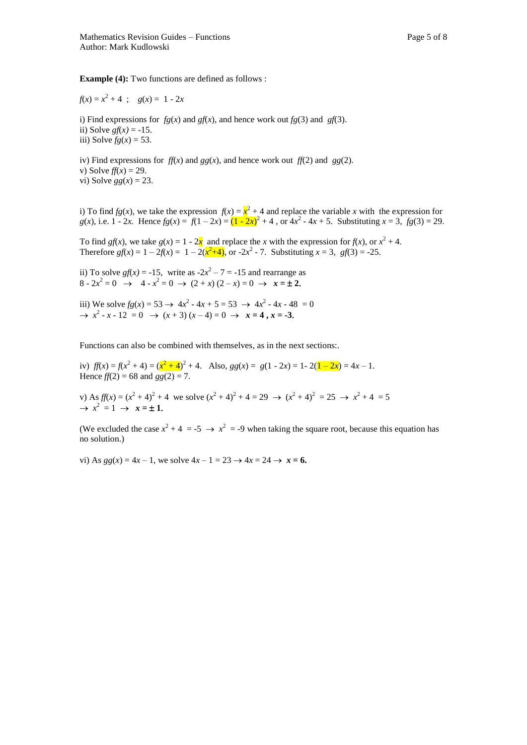**Example (4):** Two functions are defined as follows :

$f(x) = x^2 + 4$ ; $g(x) = 1 - 2x$

i) Find expressions for $fg(x)$ and $gf(x)$, and hence work out $fg(3)$ and $gf(3)$.
ii) Solve $gf(x) = -15$.
iii) Solve $fg(x) = 53$.

iv) Find expressions for $ff(x)$ and $gg(x)$, and hence work out $ff(2)$ and $gg(2)$.
v) Solve $ff(x) = 29$.
vi) Solve $gg(x) = 23$.

i) To find $fg(x)$, we take the expression $f(x) = x^2 + 4$ and replace the variable $x$ with the expression for $g(x)$, i.e. $1 - 2x$. Hence $fg(x) = f(1 - 2x) = (1 - 2x)^2 + 4$, or $4x^2 - 4x + 5$. Substituting $x = 3$, $fg(3) = 29$.

To find $gf(x)$, we take $g(x) = 1 - 2x$ and replace the $x$ with the expression for $f(x)$, or $x^2 + 4$. Therefore $gf(x) = 1 - 2f(x) = 1 - 2(x^2+4)$, or $-2x^2 - 7$. Substituting $x = 3$, $gf(3) = -25$.

ii) To solve $gf(x) = -15$, write as $-2x^2 - 7 = -15$ and rearrange as
$8 - 2x^2 = 0 \rightarrow 4 - x^2 = 0 \rightarrow (2 + x)(2 - x) = 0 \rightarrow$ $\boldsymbol{x = \pm 2}$**.**

iii) We solve $fg(x) = 53 \rightarrow 4x^2 - 4x + 5 = 53 \rightarrow 4x^2 - 4x - 48 = 0$
$\rightarrow x^2 - x - 12 = 0 \rightarrow (x + 3)(x - 4) = 0 \rightarrow$ $\boldsymbol{x = 4, x = -3}$**.**

Functions can also be combined with themselves, as in the next sections:.

iv) $ff(x) = f(x^2 + 4) = (x^2 + 4)^2 + 4$. Also, $gg(x) = g(1 - 2x) = 1 - 2(1 - 2x) = 4x - 1$.
Hence $ff(2) = 68$ and $gg(2) = 7$.

v) As $ff(x) = (x^2 + 4)^2 + 4$ we solve $(x^2 + 4)^2 + 4 = 29 \rightarrow (x^2 + 4)^2 = 25 \rightarrow x^2 + 4 = 5$
$\rightarrow x^2 = 1 \rightarrow$ $\boldsymbol{x = \pm 1}$**.**

(We excluded the case $x^2 + 4 = -5 \rightarrow x^2 = -9$ when taking the square root, because this equation has no solution.)

vi) As $gg(x) = 4x - 1$, we solve $4x - 1 = 23 \rightarrow 4x = 24 \rightarrow$ $\boldsymbol{x = 6}$**.**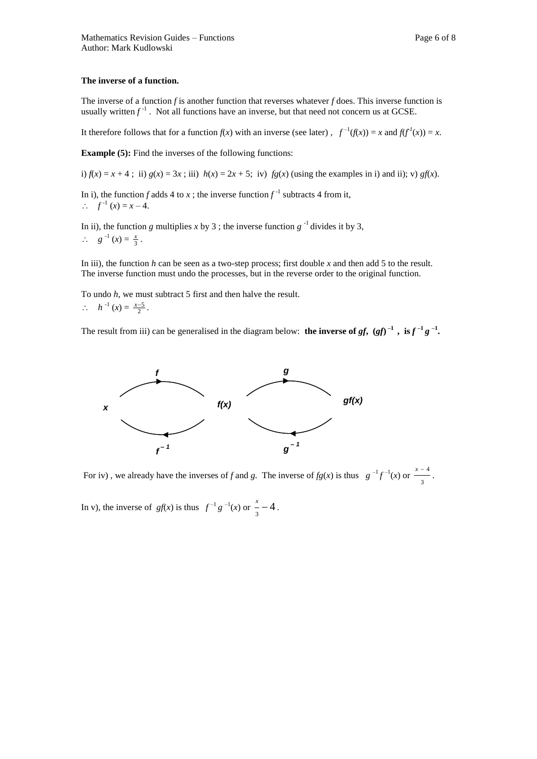**The inverse of a function.**

The inverse of a function *f* is another function that reverses whatever *f* does. This inverse function is usually written $f^{-1}$. Not all functions have an inverse, but that need not concern us at GCSE.

It therefore follows that for a function $f(x)$ with an inverse (see later), $f^{-1}(f(x)) = x$ and $f(f^{-1}(x)) = x$.

**Example (5):** Find the inverses of the following functions:

i) $f(x) = x + 4$ ; ii) $g(x) = 3x$ ; iii) $h(x) = 2x + 5$; iv) $fg(x)$ (using the examples in i) and ii); v) $gf(x)$.

In i), the function *f* adds 4 to *x* ; the inverse function $f^{-1}$ subtracts 4 from it,
$\therefore \quad f^{-1}(x) = x - 4$.

In ii), the function *g* multiplies *x* by 3 ; the inverse function $g^{-1}$ divides it by 3,
$\therefore \quad g^{-1}(x) = \frac{x}{3}$.

In iii), the function *h* can be seen as a two-step process; first double *x* and then add 5 to the result. The inverse function must undo the processes, but in the reverse order to the original function.

To undo *h*, we must subtract 5 first and then halve the result.
$\therefore \quad h^{-1}(x) = \frac{x-5}{2}$.

The result from iii) can be generalised in the diagram below: **the inverse of *gf*, $(gf)^{-1}$, is $f^{-1}g^{-1}$.**

f
g
x
f(x)
gf(x)
$f^{-1}$
$g^{-1}$

For iv), we already have the inverses of *f* and *g*. The inverse of $fg(x)$ is thus $g^{-1}f^{-1}(x)$ or $\frac{x-4}{3}$.

In v), the inverse of $gf(x)$ is thus $f^{-1}g^{-1}(x)$ or $\frac{x}{3} - 4$.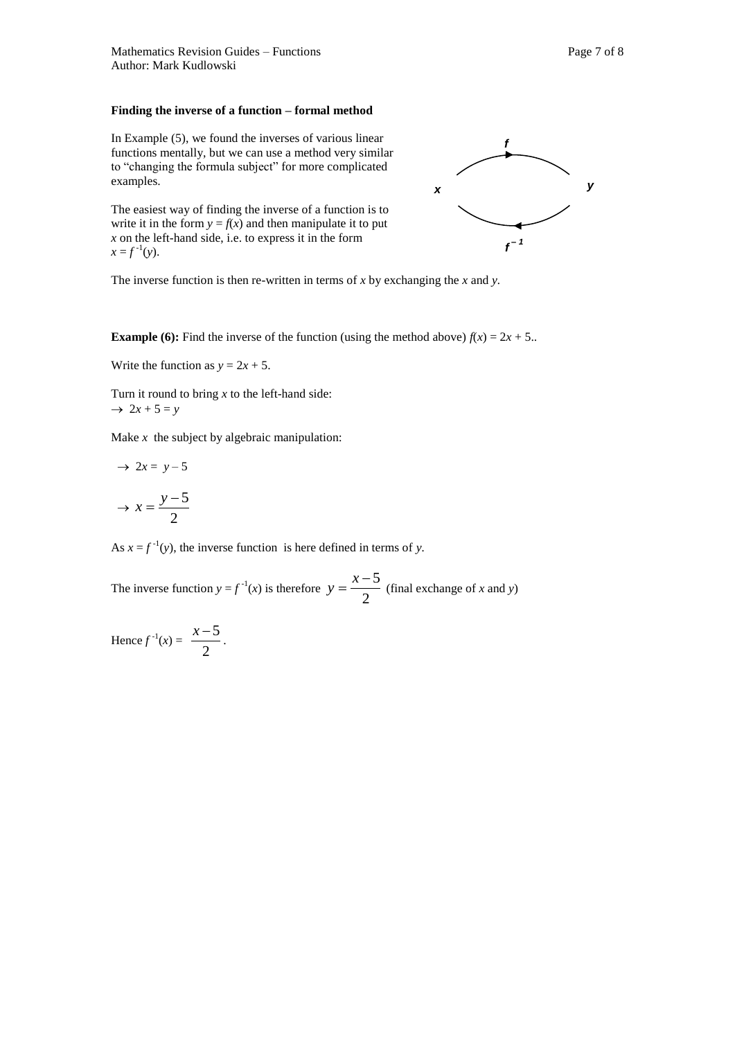**Finding the inverse of a function – formal method**

In Example (5), we found the inverses of various linear functions mentally, but we can use a method very similar to "changing the formula subject" for more complicated examples.

The easiest way of finding the inverse of a function is to write it in the form $y = f(x)$ and then manipulate it to put $x$ on the left-hand side, i.e. to express it in the form $x = f^{-1}(y)$.

f

x

y

$f^{-1}$

The inverse function is then re-written in terms of $x$ by exchanging the $x$ and $y$.

**Example (6):** Find the inverse of the function (using the method above) $f(x) = 2x + 5$..

Write the function as $y = 2x + 5$.

Turn it round to bring $x$ to the left-hand side:
$\rightarrow 2x + 5 = y$

Make $x$ the subject by algebraic manipulation:

$\rightarrow 2x = y - 5$

$$\rightarrow x = \frac{y-5}{2}$$

As $x = f^{-1}(y)$, the inverse function is here defined in terms of $y$.

The inverse function $y = f^{-1}(x)$ is therefore $y = \frac{x-5}{2}$ (final exchange of $x$ and $y$)

Hence $f^{-1}(x) = \frac{x-5}{2}$.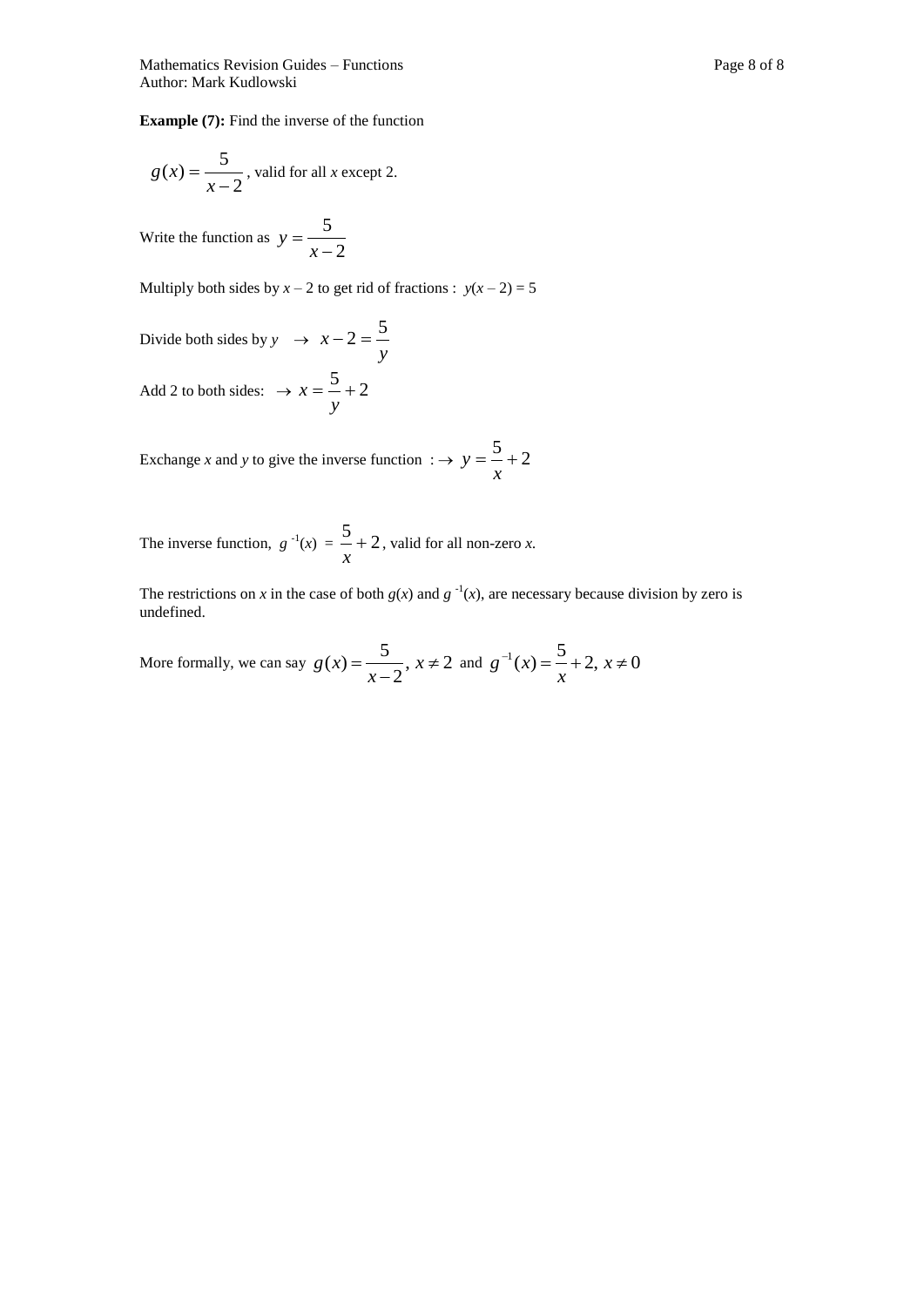**Example (7):** Find the inverse of the function

$g(x) = \dfrac{5}{x-2}$, valid for all $x$ except 2.

Write the function as $y = \dfrac{5}{x-2}$

Multiply both sides by $x - 2$ to get rid of fractions : $y(x - 2) = 5$

Divide both sides by $y$ $\rightarrow$ $x - 2 = \dfrac{5}{y}$

Add 2 to both sides: $\rightarrow$ $x = \dfrac{5}{y} + 2$

Exchange $x$ and $y$ to give the inverse function : $\rightarrow$ $y = \dfrac{5}{x} + 2$

The inverse function, $g^{-1}(x) = \dfrac{5}{x} + 2$, valid for all non-zero $x$.

The restrictions on $x$ in the case of both $g(x)$ and $g^{-1}(x)$, are necessary because division by zero is undefined.

More formally, we can say $g(x) = \dfrac{5}{x-2},\ x \neq 2$ and $g^{-1}(x) = \dfrac{5}{x} + 2,\ x \neq 0$